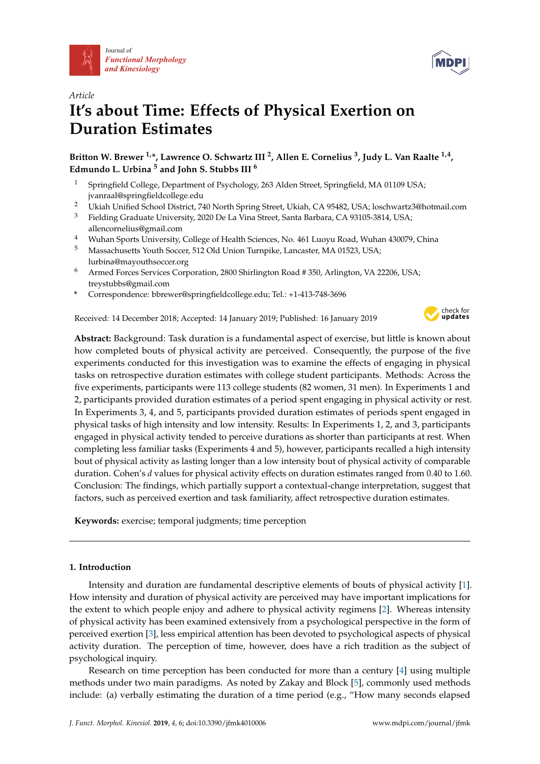Journal of *Functional Morphology and Kinesiology*

*Article*

# It's about Time: Effects of Physical Exertion on Duration Estimates

**Britton W. Brewer [1,*], Lawrence O. Schwartz III [2], Allen E. Cornelius [3], Judy L. Van Raalte [1,4], Edmundo L. Urbina [5] and John S. Stubbs III [6]**

1. Springfield College, Department of Psychology, 263 Alden Street, Springfield, MA 01109 USA; jvanraal@springfieldcollege.edu
2. Ukiah Unified School District, 740 North Spring Street, Ukiah, CA 95482, USA; loschwartz3@hotmail.com
3. Fielding Graduate University, 2020 De La Vina Street, Santa Barbara, CA 93105-3814, USA; allencornelius@gmail.com
4. Wuhan Sports University, College of Health Sciences, No. 461 Luoyu Road, Wuhan 430079, China
5. Massachusetts Youth Soccer, 512 Old Union Turnpike, Lancaster, MA 01523, USA; lurbina@mayouthsoccer.org
6. Armed Forces Services Corporation, 2800 Shirlington Road # 350, Arlington, VA 22206, USA; treystubbs@gmail.com

\* Correspondence: bbrewer@springfieldcollege.edu; Tel.: +1-413-748-3696

Received: 14 December 2018; Accepted: 14 January 2019; Published: 16 January 2019

**Abstract:** Background: Task duration is a fundamental aspect of exercise, but little is known about how completed bouts of physical activity are perceived. Consequently, the purpose of the five experiments conducted for this investigation was to examine the effects of engaging in physical tasks on retrospective duration estimates with college student participants. Methods: Across the five experiments, participants were 113 college students (82 women, 31 men). In Experiments 1 and 2, participants provided duration estimates of a period spent engaging in physical activity or rest. In Experiments 3, 4, and 5, participants provided duration estimates of periods spent engaged in physical tasks of high intensity and low intensity. Results: In Experiments 1, 2, and 3, participants engaged in physical activity tended to perceive durations as shorter than participants at rest. When completing less familiar tasks (Experiments 4 and 5), however, participants recalled a high intensity bout of physical activity as lasting longer than a low intensity bout of physical activity of comparable duration. Cohen's *d* values for physical activity effects on duration estimates ranged from 0.40 to 1.60. Conclusion: The findings, which partially support a contextual-change interpretation, suggest that factors, such as perceived exertion and task familiarity, affect retrospective duration estimates.

**Keywords:** exercise; temporal judgments; time perception

## 1. Introduction

Intensity and duration are fundamental descriptive elements of bouts of physical activity [1]. How intensity and duration of physical activity are perceived may have important implications for the extent to which people enjoy and adhere to physical activity regimens [2]. Whereas intensity of physical activity has been examined extensively from a psychological perspective in the form of perceived exertion [3], less empirical attention has been devoted to psychological aspects of physical activity duration. The perception of time, however, does have a rich tradition as the subject of psychological inquiry.

Research on time perception has been conducted for more than a century [4] using multiple methods under two main paradigms. As noted by Zakay and Block [5], commonly used methods include: (a) verbally estimating the duration of a time period (e.g., "How many seconds elapsed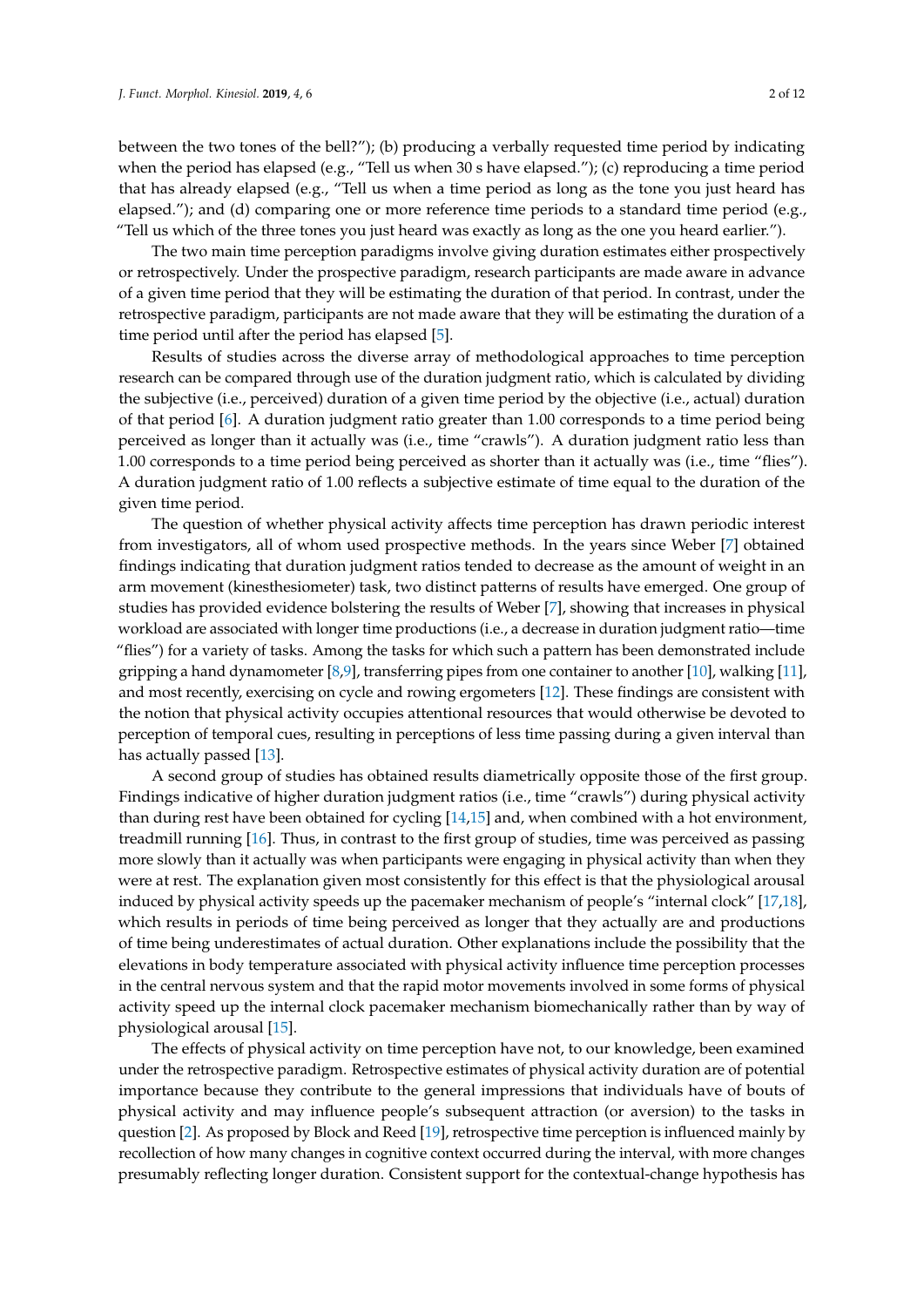between the two tones of the bell?"); (b) producing a verbally requested time period by indicating when the period has elapsed (e.g., "Tell us when 30 s have elapsed."); (c) reproducing a time period that has already elapsed (e.g., "Tell us when a time period as long as the tone you just heard has elapsed."); and (d) comparing one or more reference time periods to a standard time period (e.g., "Tell us which of the three tones you just heard was exactly as long as the one you heard earlier.").

The two main time perception paradigms involve giving duration estimates either prospectively or retrospectively. Under the prospective paradigm, research participants are made aware in advance of a given time period that they will be estimating the duration of that period. In contrast, under the retrospective paradigm, participants are not made aware that they will be estimating the duration of a time period until after the period has elapsed [5].

Results of studies across the diverse array of methodological approaches to time perception research can be compared through use of the duration judgment ratio, which is calculated by dividing the subjective (i.e., perceived) duration of a given time period by the objective (i.e., actual) duration of that period [6]. A duration judgment ratio greater than 1.00 corresponds to a time period being perceived as longer than it actually was (i.e., time "crawls"). A duration judgment ratio less than 1.00 corresponds to a time period being perceived as shorter than it actually was (i.e., time "flies"). A duration judgment ratio of 1.00 reflects a subjective estimate of time equal to the duration of the given time period.

The question of whether physical activity affects time perception has drawn periodic interest from investigators, all of whom used prospective methods. In the years since Weber [7] obtained findings indicating that duration judgment ratios tended to decrease as the amount of weight in an arm movement (kinesthesiometer) task, two distinct patterns of results have emerged. One group of studies has provided evidence bolstering the results of Weber [7], showing that increases in physical workload are associated with longer time productions (i.e., a decrease in duration judgment ratio—time "flies") for a variety of tasks. Among the tasks for which such a pattern has been demonstrated include gripping a hand dynamometer [8,9], transferring pipes from one container to another [10], walking [11], and most recently, exercising on cycle and rowing ergometers [12]. These findings are consistent with the notion that physical activity occupies attentional resources that would otherwise be devoted to perception of temporal cues, resulting in perceptions of less time passing during a given interval than has actually passed [13].

A second group of studies has obtained results diametrically opposite those of the first group. Findings indicative of higher duration judgment ratios (i.e., time "crawls") during physical activity than during rest have been obtained for cycling [14,15] and, when combined with a hot environment, treadmill running [16]. Thus, in contrast to the first group of studies, time was perceived as passing more slowly than it actually was when participants were engaging in physical activity than when they were at rest. The explanation given most consistently for this effect is that the physiological arousal induced by physical activity speeds up the pacemaker mechanism of people's "internal clock" [17,18], which results in periods of time being perceived as longer that they actually are and productions of time being underestimates of actual duration. Other explanations include the possibility that the elevations in body temperature associated with physical activity influence time perception processes in the central nervous system and that the rapid motor movements involved in some forms of physical activity speed up the internal clock pacemaker mechanism biomechanically rather than by way of physiological arousal [15].

The effects of physical activity on time perception have not, to our knowledge, been examined under the retrospective paradigm. Retrospective estimates of physical activity duration are of potential importance because they contribute to the general impressions that individuals have of bouts of physical activity and may influence people's subsequent attraction (or aversion) to the tasks in question [2]. As proposed by Block and Reed [19], retrospective time perception is influenced mainly by recollection of how many changes in cognitive context occurred during the interval, with more changes presumably reflecting longer duration. Consistent support for the contextual-change hypothesis has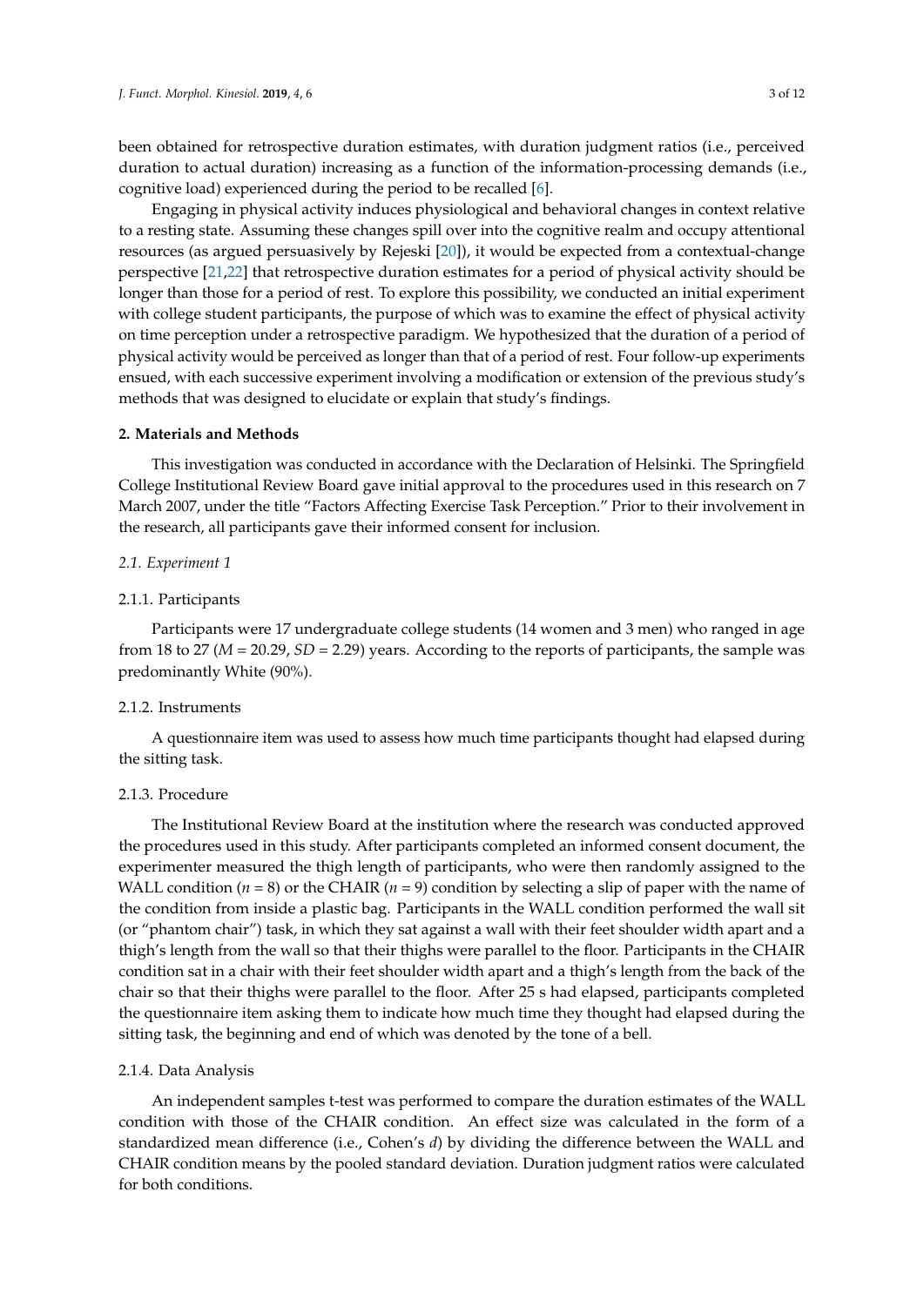been obtained for retrospective duration estimates, with duration judgment ratios (i.e., perceived duration to actual duration) increasing as a function of the information-processing demands (i.e., cognitive load) experienced during the period to be recalled [6].

Engaging in physical activity induces physiological and behavioral changes in context relative to a resting state. Assuming these changes spill over into the cognitive realm and occupy attentional resources (as argued persuasively by Rejeski [20]), it would be expected from a contextual-change perspective [21,22] that retrospective duration estimates for a period of physical activity should be longer than those for a period of rest. To explore this possibility, we conducted an initial experiment with college student participants, the purpose of which was to examine the effect of physical activity on time perception under a retrospective paradigm. We hypothesized that the duration of a period of physical activity would be perceived as longer than that of a period of rest. Four follow-up experiments ensued, with each successive experiment involving a modification or extension of the previous study's methods that was designed to elucidate or explain that study's findings.

## 2. Materials and Methods

This investigation was conducted in accordance with the Declaration of Helsinki. The Springfield College Institutional Review Board gave initial approval to the procedures used in this research on 7 March 2007, under the title "Factors Affecting Exercise Task Perception." Prior to their involvement in the research, all participants gave their informed consent for inclusion.

### 2.1. Experiment 1

#### 2.1.1. Participants

Participants were 17 undergraduate college students (14 women and 3 men) who ranged in age from 18 to 27 ($M$ = 20.29, $SD$ = 2.29) years. According to the reports of participants, the sample was predominantly White (90%).

#### 2.1.2. Instruments

A questionnaire item was used to assess how much time participants thought had elapsed during the sitting task.

#### 2.1.3. Procedure

The Institutional Review Board at the institution where the research was conducted approved the procedures used in this study. After participants completed an informed consent document, the experimenter measured the thigh length of participants, who were then randomly assigned to the WALL condition ($n$ = 8) or the CHAIR ($n$ = 9) condition by selecting a slip of paper with the name of the condition from inside a plastic bag. Participants in the WALL condition performed the wall sit (or "phantom chair") task, in which they sat against a wall with their feet shoulder width apart and a thigh's length from the wall so that their thighs were parallel to the floor. Participants in the CHAIR condition sat in a chair with their feet shoulder width apart and a thigh's length from the back of the chair so that their thighs were parallel to the floor. After 25 s had elapsed, participants completed the questionnaire item asking them to indicate how much time they thought had elapsed during the sitting task, the beginning and end of which was denoted by the tone of a bell.

#### 2.1.4. Data Analysis

An independent samples t-test was performed to compare the duration estimates of the WALL condition with those of the CHAIR condition. An effect size was calculated in the form of a standardized mean difference (i.e., Cohen's $d$) by dividing the difference between the WALL and CHAIR condition means by the pooled standard deviation. Duration judgment ratios were calculated for both conditions.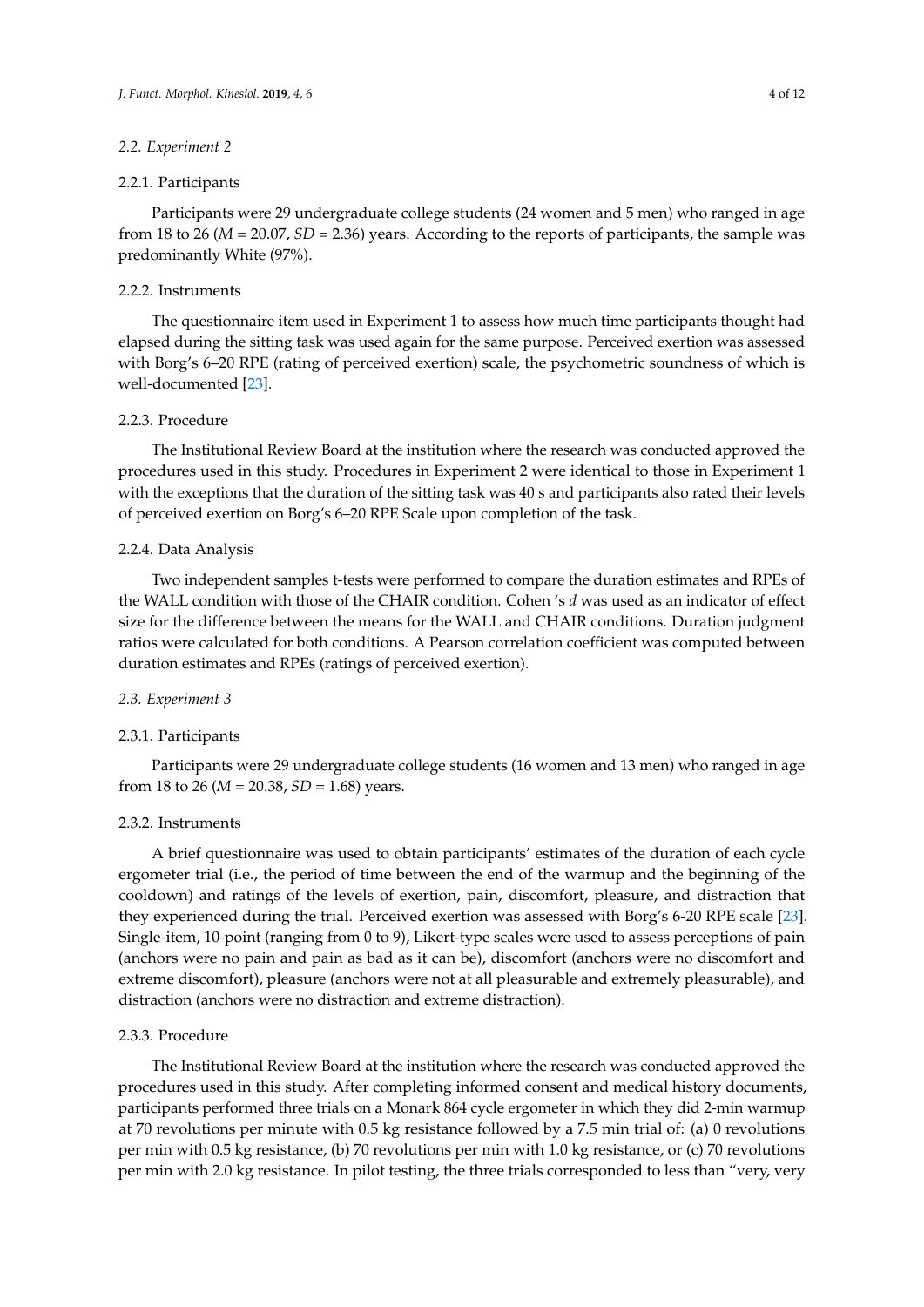### 2.2. Experiment 2

#### 2.2.1. Participants

Participants were 29 undergraduate college students (24 women and 5 men) who ranged in age from 18 to 26 ($M$ = 20.07, $SD$ = 2.36) years. According to the reports of participants, the sample was predominantly White (97%).

#### 2.2.2. Instruments

The questionnaire item used in Experiment 1 to assess how much time participants thought had elapsed during the sitting task was used again for the same purpose. Perceived exertion was assessed with Borg's 6–20 RPE (rating of perceived exertion) scale, the psychometric soundness of which is well-documented [23].

#### 2.2.3. Procedure

The Institutional Review Board at the institution where the research was conducted approved the procedures used in this study. Procedures in Experiment 2 were identical to those in Experiment 1 with the exceptions that the duration of the sitting task was 40 s and participants also rated their levels of perceived exertion on Borg's 6–20 RPE Scale upon completion of the task.

#### 2.2.4. Data Analysis

Two independent samples t-tests were performed to compare the duration estimates and RPEs of the WALL condition with those of the CHAIR condition. Cohen 's $d$ was used as an indicator of effect size for the difference between the means for the WALL and CHAIR conditions. Duration judgment ratios were calculated for both conditions. A Pearson correlation coefficient was computed between duration estimates and RPEs (ratings of perceived exertion).

### 2.3. Experiment 3

#### 2.3.1. Participants

Participants were 29 undergraduate college students (16 women and 13 men) who ranged in age from 18 to 26 ($M$ = 20.38, $SD$ = 1.68) years.

#### 2.3.2. Instruments

A brief questionnaire was used to obtain participants' estimates of the duration of each cycle ergometer trial (i.e., the period of time between the end of the warmup and the beginning of the cooldown) and ratings of the levels of exertion, pain, discomfort, pleasure, and distraction that they experienced during the trial. Perceived exertion was assessed with Borg's 6-20 RPE scale [23]. Single-item, 10-point (ranging from 0 to 9), Likert-type scales were used to assess perceptions of pain (anchors were no pain and pain as bad as it can be), discomfort (anchors were no discomfort and extreme discomfort), pleasure (anchors were not at all pleasurable and extremely pleasurable), and distraction (anchors were no distraction and extreme distraction).

#### 2.3.3. Procedure

The Institutional Review Board at the institution where the research was conducted approved the procedures used in this study. After completing informed consent and medical history documents, participants performed three trials on a Monark 864 cycle ergometer in which they did 2-min warmup at 70 revolutions per minute with 0.5 kg resistance followed by a 7.5 min trial of: (a) 0 revolutions per min with 0.5 kg resistance, (b) 70 revolutions per min with 1.0 kg resistance, or (c) 70 revolutions per min with 2.0 kg resistance. In pilot testing, the three trials corresponded to less than "very, very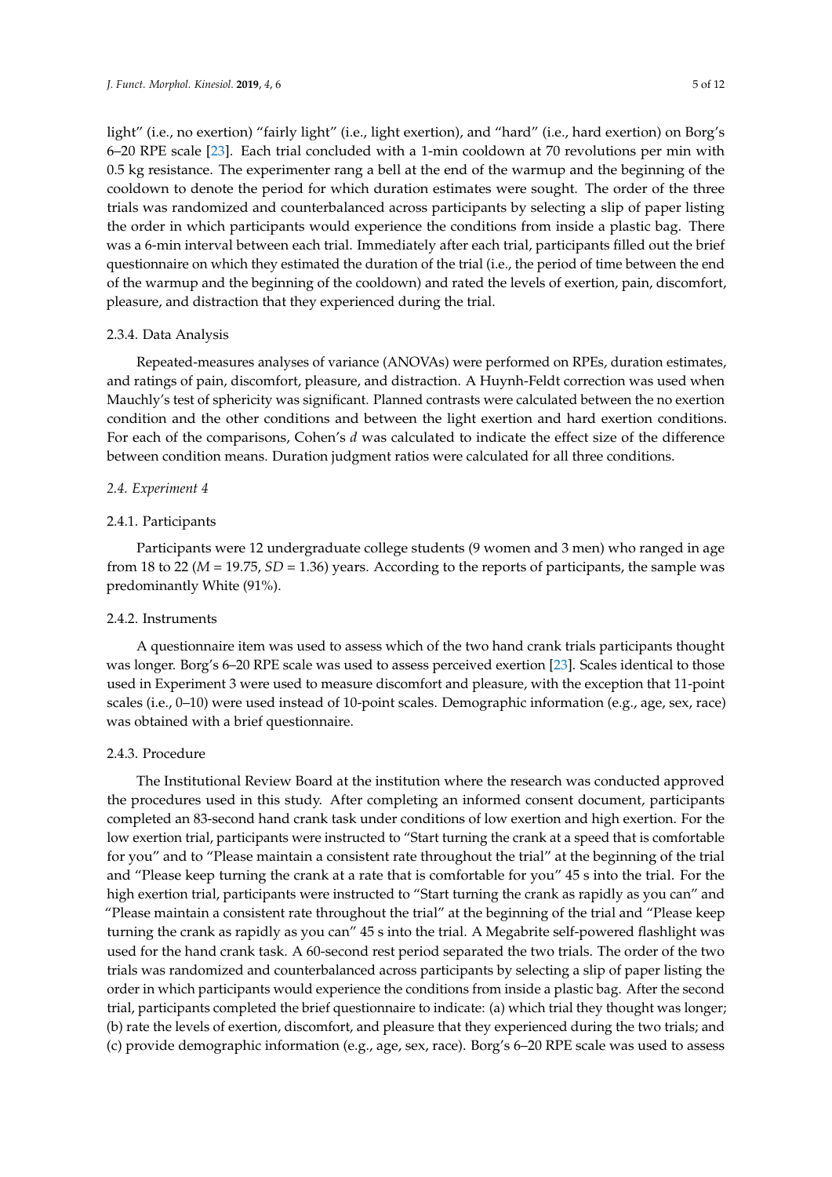light" (i.e., no exertion) "fairly light" (i.e., light exertion), and "hard" (i.e., hard exertion) on Borg's 6–20 RPE scale [23]. Each trial concluded with a 1-min cooldown at 70 revolutions per min with 0.5 kg resistance. The experimenter rang a bell at the end of the warmup and the beginning of the cooldown to denote the period for which duration estimates were sought. The order of the three trials was randomized and counterbalanced across participants by selecting a slip of paper listing the order in which participants would experience the conditions from inside a plastic bag. There was a 6-min interval between each trial. Immediately after each trial, participants filled out the brief questionnaire on which they estimated the duration of the trial (i.e., the period of time between the end of the warmup and the beginning of the cooldown) and rated the levels of exertion, pain, discomfort, pleasure, and distraction that they experienced during the trial.

#### 2.3.4. Data Analysis

Repeated-measures analyses of variance (ANOVAs) were performed on RPEs, duration estimates, and ratings of pain, discomfort, pleasure, and distraction. A Huynh-Feldt correction was used when Mauchly's test of sphericity was significant. Planned contrasts were calculated between the no exertion condition and the other conditions and between the light exertion and hard exertion conditions. For each of the comparisons, Cohen's *d* was calculated to indicate the effect size of the difference between condition means. Duration judgment ratios were calculated for all three conditions.

### 2.4. Experiment 4

#### 2.4.1. Participants

Participants were 12 undergraduate college students (9 women and 3 men) who ranged in age from 18 to 22 ($M$ = 19.75, $SD$ = 1.36) years. According to the reports of participants, the sample was predominantly White (91%).

#### 2.4.2. Instruments

A questionnaire item was used to assess which of the two hand crank trials participants thought was longer. Borg's 6–20 RPE scale was used to assess perceived exertion [23]. Scales identical to those used in Experiment 3 were used to measure discomfort and pleasure, with the exception that 11-point scales (i.e., 0–10) were used instead of 10-point scales. Demographic information (e.g., age, sex, race) was obtained with a brief questionnaire.

#### 2.4.3. Procedure

The Institutional Review Board at the institution where the research was conducted approved the procedures used in this study. After completing an informed consent document, participants completed an 83-second hand crank task under conditions of low exertion and high exertion. For the low exertion trial, participants were instructed to "Start turning the crank at a speed that is comfortable for you" and to "Please maintain a consistent rate throughout the trial" at the beginning of the trial and "Please keep turning the crank at a rate that is comfortable for you" 45 s into the trial. For the high exertion trial, participants were instructed to "Start turning the crank as rapidly as you can" and "Please maintain a consistent rate throughout the trial" at the beginning of the trial and "Please keep turning the crank as rapidly as you can" 45 s into the trial. A Megabrite self-powered flashlight was used for the hand crank task. A 60-second rest period separated the two trials. The order of the two trials was randomized and counterbalanced across participants by selecting a slip of paper listing the order in which participants would experience the conditions from inside a plastic bag. After the second trial, participants completed the brief questionnaire to indicate: (a) which trial they thought was longer; (b) rate the levels of exertion, discomfort, and pleasure that they experienced during the two trials; and (c) provide demographic information (e.g., age, sex, race). Borg's 6–20 RPE scale was used to assess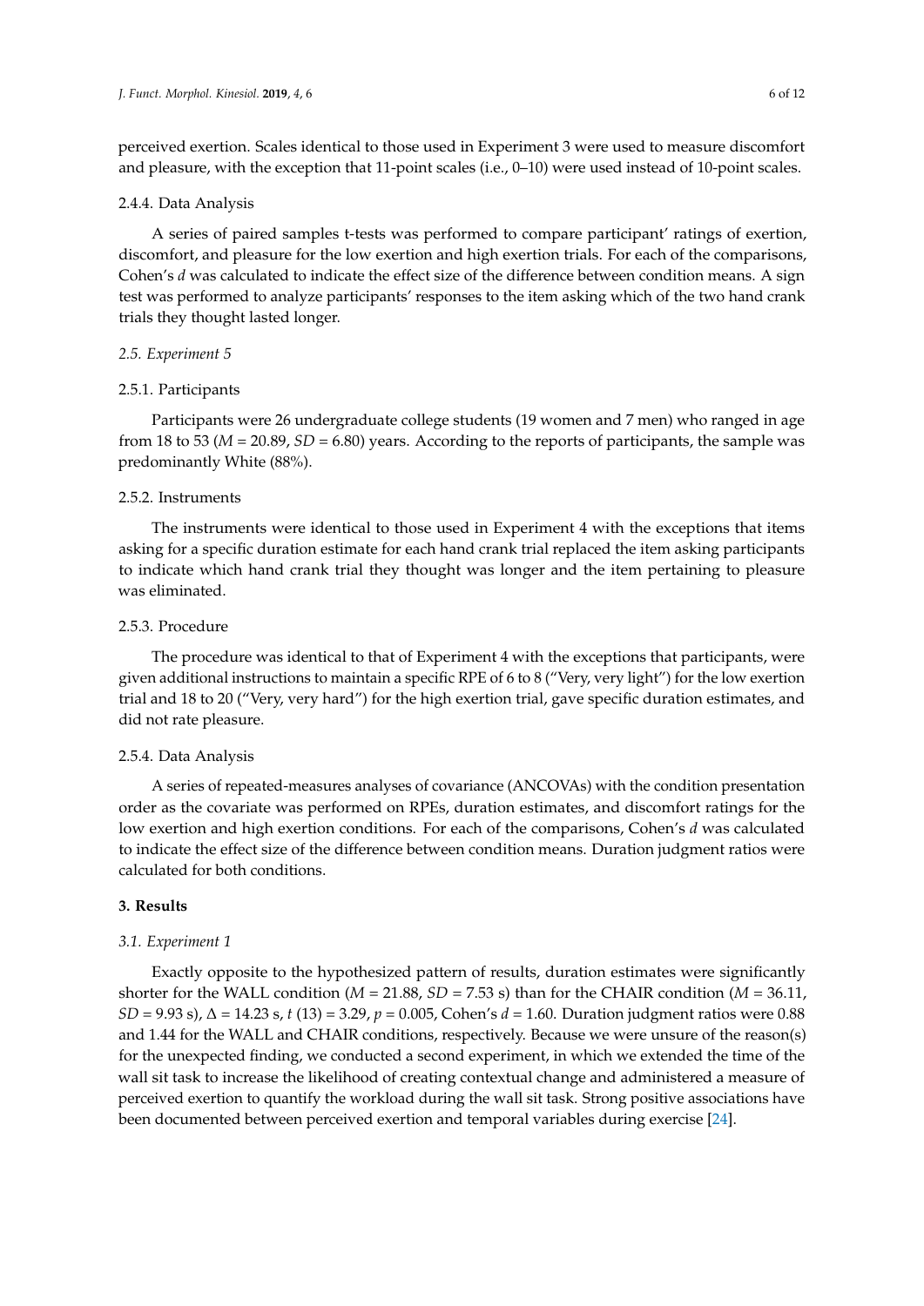perceived exertion. Scales identical to those used in Experiment 3 were used to measure discomfort and pleasure, with the exception that 11-point scales (i.e., 0–10) were used instead of 10-point scales.

#### 2.4.4. Data Analysis

A series of paired samples t-tests was performed to compare participant' ratings of exertion, discomfort, and pleasure for the low exertion and high exertion trials. For each of the comparisons, Cohen's *d* was calculated to indicate the effect size of the difference between condition means. A sign test was performed to analyze participants' responses to the item asking which of the two hand crank trials they thought lasted longer.

### *2.5. Experiment 5*

#### 2.5.1. Participants

Participants were 26 undergraduate college students (19 women and 7 men) who ranged in age from 18 to 53 ($M$ = 20.89, $SD$ = 6.80) years. According to the reports of participants, the sample was predominantly White (88%).

#### 2.5.2. Instruments

The instruments were identical to those used in Experiment 4 with the exceptions that items asking for a specific duration estimate for each hand crank trial replaced the item asking participants to indicate which hand crank trial they thought was longer and the item pertaining to pleasure was eliminated.

#### 2.5.3. Procedure

The procedure was identical to that of Experiment 4 with the exceptions that participants, were given additional instructions to maintain a specific RPE of 6 to 8 ("Very, very light") for the low exertion trial and 18 to 20 ("Very, very hard") for the high exertion trial, gave specific duration estimates, and did not rate pleasure.

#### 2.5.4. Data Analysis

A series of repeated-measures analyses of covariance (ANCOVAs) with the condition presentation order as the covariate was performed on RPEs, duration estimates, and discomfort ratings for the low exertion and high exertion conditions. For each of the comparisons, Cohen's *d* was calculated to indicate the effect size of the difference between condition means. Duration judgment ratios were calculated for both conditions.

## 3. Results

### *3.1. Experiment 1*

Exactly opposite to the hypothesized pattern of results, duration estimates were significantly shorter for the WALL condition ($M$ = 21.88, $SD$ = 7.53 s) than for the CHAIR condition ($M$ = 36.11, $SD$ = 9.93 s), $\Delta$ = 14.23 s, $t$ (13) = 3.29, $p$ = 0.005, Cohen's $d$ = 1.60. Duration judgment ratios were 0.88 and 1.44 for the WALL and CHAIR conditions, respectively. Because we were unsure of the reason(s) for the unexpected finding, we conducted a second experiment, in which we extended the time of the wall sit task to increase the likelihood of creating contextual change and administered a measure of perceived exertion to quantify the workload during the wall sit task. Strong positive associations have been documented between perceived exertion and temporal variables during exercise [24].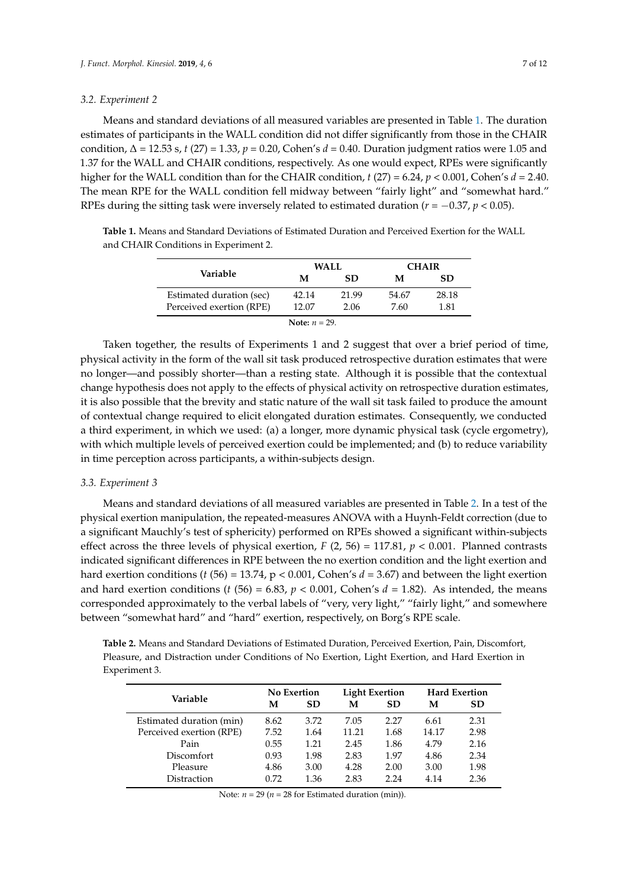### 3.2. Experiment 2

Means and standard deviations of all measured variables are presented in Table 1. The duration estimates of participants in the WALL condition did not differ significantly from those in the CHAIR condition, $\Delta = 12.53$ s, $t$ (27) = 1.33, $p = 0.20$, Cohen's $d = 0.40$. Duration judgment ratios were 1.05 and 1.37 for the WALL and CHAIR conditions, respectively. As one would expect, RPEs were significantly higher for the WALL condition than for the CHAIR condition, $t$ (27) = 6.24, $p < 0.001$, Cohen's $d = 2.40$. The mean RPE for the WALL condition fell midway between "fairly light" and "somewhat hard." RPEs during the sitting task were inversely related to estimated duration ($r = -0.37$, $p < 0.05$).

**Table 1.** Means and Standard Deviations of Estimated Duration and Perceived Exertion for the WALL and CHAIR Conditions in Experiment 2.

| Variable | WALL | | CHAIR | |
|---|---|---|---|---|
| | M | SD | M | SD |
| Estimated duration (sec) | 42.14 | 21.99 | 54.67 | 28.18 |
| Perceived exertion (RPE) | 12.07 | 2.06 | 7.60 | 1.81 |

**Note:** $n = 29$.

Taken together, the results of Experiments 1 and 2 suggest that over a brief period of time, physical activity in the form of the wall sit task produced retrospective duration estimates that were no longer—and possibly shorter—than a resting state. Although it is possible that the contextual change hypothesis does not apply to the effects of physical activity on retrospective duration estimates, it is also possible that the brevity and static nature of the wall sit task failed to produce the amount of contextual change required to elicit elongated duration estimates. Consequently, we conducted a third experiment, in which we used: (a) a longer, more dynamic physical task (cycle ergometry), with which multiple levels of perceived exertion could be implemented; and (b) to reduce variability in time perception across participants, a within-subjects design.

### 3.3. Experiment 3

Means and standard deviations of all measured variables are presented in Table 2. In a test of the physical exertion manipulation, the repeated-measures ANOVA with a Huynh-Feldt correction (due to a significant Mauchly's test of sphericity) performed on RPEs showed a significant within-subjects effect across the three levels of physical exertion, $F$ (2, 56) = 117.81, $p < 0.001$. Planned contrasts indicated significant differences in RPE between the no exertion condition and the light exertion and hard exertion conditions ($t$ (56) = 13.74, $p < 0.001$, Cohen's $d = 3.67$) and between the light exertion and hard exertion conditions ($t$ (56) = 6.83, $p < 0.001$, Cohen's $d = 1.82$). As intended, the means corresponded approximately to the verbal labels of "very, very light," "fairly light," and somewhere between "somewhat hard" and "hard" exertion, respectively, on Borg's RPE scale.

**Table 2.** Means and Standard Deviations of Estimated Duration, Perceived Exertion, Pain, Discomfort, Pleasure, and Distraction under Conditions of No Exertion, Light Exertion, and Hard Exertion in Experiment 3.

| Variable | No Exertion | | Light Exertion | | Hard Exertion | |
|---|---|---|---|---|---|---|
| | M | SD | M | SD | M | SD |
| Estimated duration (min) | 8.62 | 3.72 | 7.05 | 2.27 | 6.61 | 2.31 |
| Perceived exertion (RPE) | 7.52 | 1.64 | 11.21 | 1.68 | 14.17 | 2.98 |
| Pain | 0.55 | 1.21 | 2.45 | 1.86 | 4.79 | 2.16 |
| Discomfort | 0.93 | 1.98 | 2.83 | 1.97 | 4.86 | 2.34 |
| Pleasure | 4.86 | 3.00 | 4.28 | 2.00 | 3.00 | 1.98 |
| Distraction | 0.72 | 1.36 | 2.83 | 2.24 | 4.14 | 2.36 |

Note: $n = 29$ ($n = 28$ for Estimated duration (min)).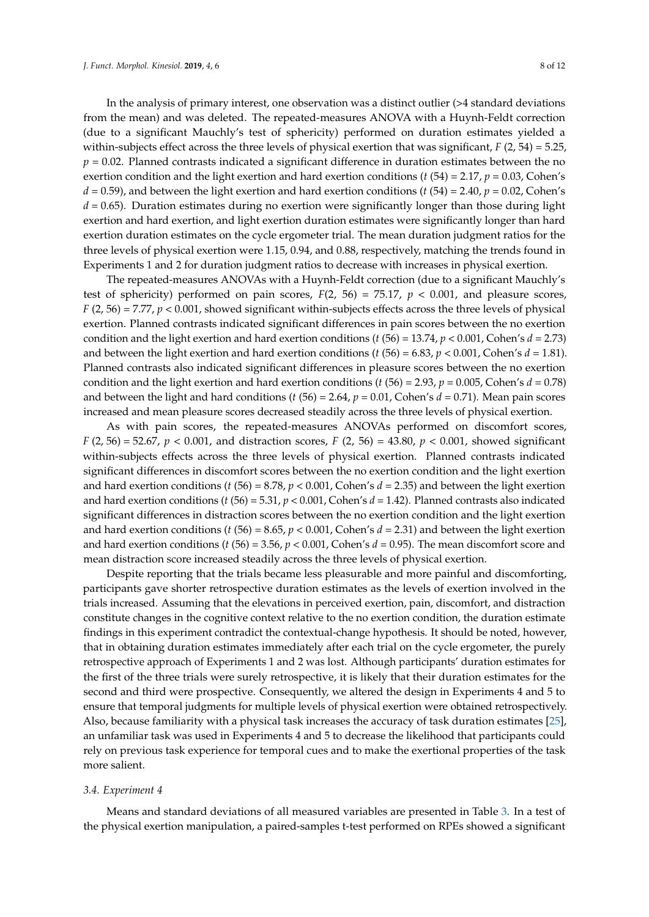In the analysis of primary interest, one observation was a distinct outlier (>4 standard deviations from the mean) and was deleted. The repeated-measures ANOVA with a Huynh-Feldt correction (due to a significant Mauchly's test of sphericity) performed on duration estimates yielded a within-subjects effect across the three levels of physical exertion that was significant, $F$ (2, 54) = 5.25, $p$ = 0.02. Planned contrasts indicated a significant difference in duration estimates between the no exertion condition and the light exertion and hard exertion conditions ($t$ (54) = 2.17, $p$ = 0.03, Cohen's $d$ = 0.59), and between the light exertion and hard exertion conditions ($t$ (54) = 2.40, $p$ = 0.02, Cohen's $d$ = 0.65). Duration estimates during no exertion were significantly longer than those during light exertion and hard exertion, and light exertion duration estimates were significantly longer than hard exertion duration estimates on the cycle ergometer trial. The mean duration judgment ratios for the three levels of physical exertion were 1.15, 0.94, and 0.88, respectively, matching the trends found in Experiments 1 and 2 for duration judgment ratios to decrease with increases in physical exertion.

The repeated-measures ANOVAs with a Huynh-Feldt correction (due to a significant Mauchly's test of sphericity) performed on pain scores, $F$(2, 56) = 75.17, $p$ < 0.001, and pleasure scores, $F$ (2, 56) = 7.77, $p$ < 0.001, showed significant within-subjects effects across the three levels of physical exertion. Planned contrasts indicated significant differences in pain scores between the no exertion condition and the light exertion and hard exertion conditions ($t$ (56) = 13.74, $p$ < 0.001, Cohen's $d$ = 2.73) and between the light exertion and hard exertion conditions ($t$ (56) = 6.83, $p$ < 0.001, Cohen's $d$ = 1.81). Planned contrasts also indicated significant differences in pleasure scores between the no exertion condition and the light exertion and hard exertion conditions ($t$ (56) = 2.93, $p$ = 0.005, Cohen's $d$ = 0.78) and between the light and hard conditions ($t$ (56) = 2.64, $p$ = 0.01, Cohen's $d$ = 0.71). Mean pain scores increased and mean pleasure scores decreased steadily across the three levels of physical exertion.

As with pain scores, the repeated-measures ANOVAs performed on discomfort scores, $F$ (2, 56) = 52.67, $p$ < 0.001, and distraction scores, $F$ (2, 56) = 43.80, $p$ < 0.001, showed significant within-subjects effects across the three levels of physical exertion. Planned contrasts indicated significant differences in discomfort scores between the no exertion condition and the light exertion and hard exertion conditions ($t$ (56) = 8.78, $p$ < 0.001, Cohen's $d$ = 2.35) and between the light exertion and hard exertion conditions ($t$ (56) = 5.31, $p$ < 0.001, Cohen's $d$ = 1.42). Planned contrasts also indicated significant differences in distraction scores between the no exertion condition and the light exertion and hard exertion conditions ($t$ (56) = 8.65, $p$ < 0.001, Cohen's $d$ = 2.31) and between the light exertion and hard exertion conditions ($t$ (56) = 3.56, $p$ < 0.001, Cohen's $d$ = 0.95). The mean discomfort score and mean distraction score increased steadily across the three levels of physical exertion.

Despite reporting that the trials became less pleasurable and more painful and discomforting, participants gave shorter retrospective duration estimates as the levels of exertion involved in the trials increased. Assuming that the elevations in perceived exertion, pain, discomfort, and distraction constitute changes in the cognitive context relative to the no exertion condition, the duration estimate findings in this experiment contradict the contextual-change hypothesis. It should be noted, however, that in obtaining duration estimates immediately after each trial on the cycle ergometer, the purely retrospective approach of Experiments 1 and 2 was lost. Although participants' duration estimates for the first of the three trials were surely retrospective, it is likely that their duration estimates for the second and third were prospective. Consequently, we altered the design in Experiments 4 and 5 to ensure that temporal judgments for multiple levels of physical exertion were obtained retrospectively. Also, because familiarity with a physical task increases the accuracy of task duration estimates [25], an unfamiliar task was used in Experiments 4 and 5 to decrease the likelihood that participants could rely on previous task experience for temporal cues and to make the exertional properties of the task more salient.

### 3.4. Experiment 4

Means and standard deviations of all measured variables are presented in Table 3. In a test of the physical exertion manipulation, a paired-samples t-test performed on RPEs showed a significant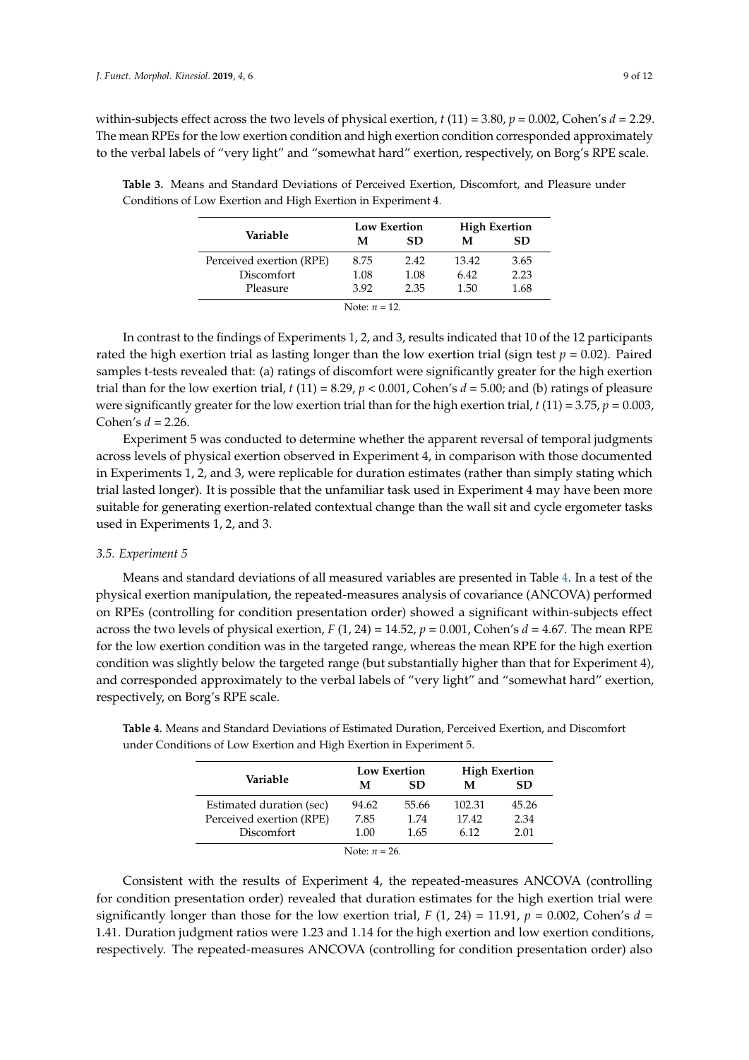within-subjects effect across the two levels of physical exertion, $t$ (11) = 3.80, $p$ = 0.002, Cohen's $d$ = 2.29. The mean RPEs for the low exertion condition and high exertion condition corresponded approximately to the verbal labels of "very light" and "somewhat hard" exertion, respectively, on Borg's RPE scale.

**Table 3.** Means and Standard Deviations of Perceived Exertion, Discomfort, and Pleasure under Conditions of Low Exertion and High Exertion in Experiment 4.

| Variable | Low Exertion | | High Exertion | |
|---|---|---|---|---|
| | M | SD | M | SD |
| Perceived exertion (RPE) | 8.75 | 2.42 | 13.42 | 3.65 |
| Discomfort | 1.08 | 1.08 | 6.42 | 2.23 |
| Pleasure | 3.92 | 2.35 | 1.50 | 1.68 |

Note: $n$ = 12.

In contrast to the findings of Experiments 1, 2, and 3, results indicated that 10 of the 12 participants rated the high exertion trial as lasting longer than the low exertion trial (sign test $p$ = 0.02). Paired samples t-tests revealed that: (a) ratings of discomfort were significantly greater for the high exertion trial than for the low exertion trial, $t$ (11) = 8.29, $p$ < 0.001, Cohen's $d$ = 5.00; and (b) ratings of pleasure were significantly greater for the low exertion trial than for the high exertion trial, $t$ (11) = 3.75, $p$ = 0.003, Cohen's $d$ = 2.26.

Experiment 5 was conducted to determine whether the apparent reversal of temporal judgments across levels of physical exertion observed in Experiment 4, in comparison with those documented in Experiments 1, 2, and 3, were replicable for duration estimates (rather than simply stating which trial lasted longer). It is possible that the unfamiliar task used in Experiment 4 may have been more suitable for generating exertion-related contextual change than the wall sit and cycle ergometer tasks used in Experiments 1, 2, and 3.

### 3.5. Experiment 5

Means and standard deviations of all measured variables are presented in Table 4. In a test of the physical exertion manipulation, the repeated-measures analysis of covariance (ANCOVA) performed on RPEs (controlling for condition presentation order) showed a significant within-subjects effect across the two levels of physical exertion, $F$ (1, 24) = 14.52, $p$ = 0.001, Cohen's $d$ = 4.67. The mean RPE for the low exertion condition was in the targeted range, whereas the mean RPE for the high exertion condition was slightly below the targeted range (but substantially higher than that for Experiment 4), and corresponded approximately to the verbal labels of "very light" and "somewhat hard" exertion, respectively, on Borg's RPE scale.

**Table 4.** Means and Standard Deviations of Estimated Duration, Perceived Exertion, and Discomfort under Conditions of Low Exertion and High Exertion in Experiment 5.

| Variable | Low Exertion | | High Exertion | |
|---|---|---|---|---|
| | M | SD | M | SD |
| Estimated duration (sec) | 94.62 | 55.66 | 102.31 | 45.26 |
| Perceived exertion (RPE) | 7.85 | 1.74 | 17.42 | 2.34 |
| Discomfort | 1.00 | 1.65 | 6.12 | 2.01 |

Note: $n$ = 26.

Consistent with the results of Experiment 4, the repeated-measures ANCOVA (controlling for condition presentation order) revealed that duration estimates for the high exertion trial were significantly longer than those for the low exertion trial, $F$ (1, 24) = 11.91, $p$ = 0.002, Cohen's $d$ = 1.41. Duration judgment ratios were 1.23 and 1.14 for the high exertion and low exertion conditions, respectively. The repeated-measures ANCOVA (controlling for condition presentation order) also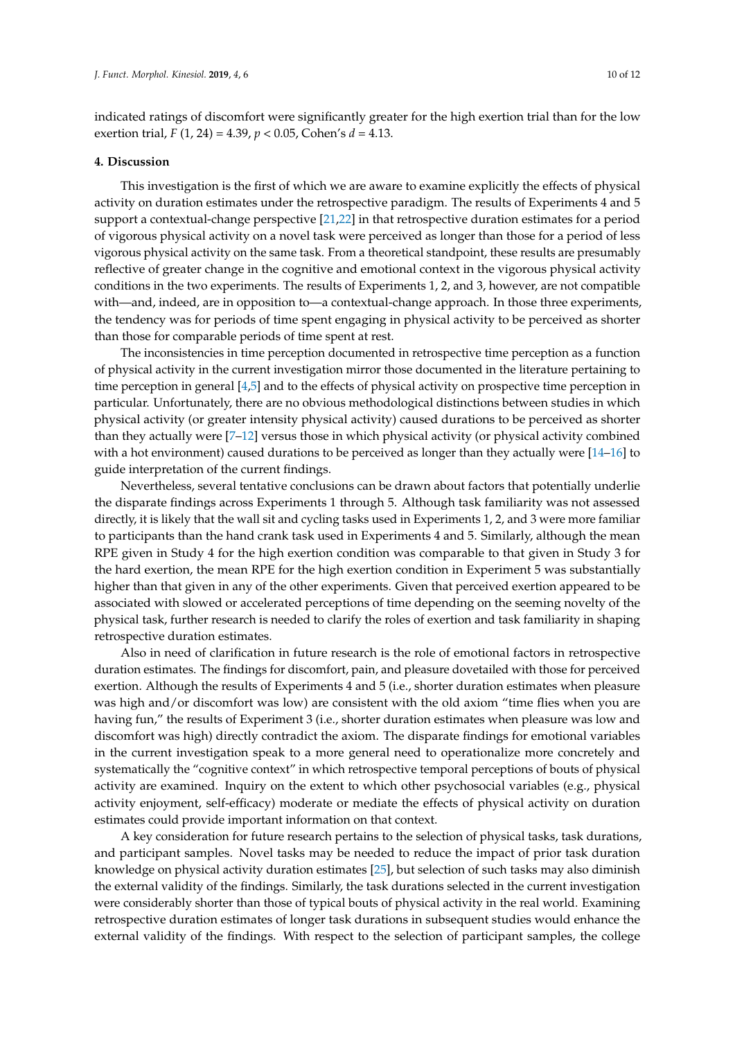indicated ratings of discomfort were significantly greater for the high exertion trial than for the low exertion trial, $F(1, 24) = 4.39$, $p < 0.05$, Cohen's $d = 4.13$.

## 4. Discussion

This investigation is the first of which we are aware to examine explicitly the effects of physical activity on duration estimates under the retrospective paradigm. The results of Experiments 4 and 5 support a contextual-change perspective [21,22] in that retrospective duration estimates for a period of vigorous physical activity on a novel task were perceived as longer than those for a period of less vigorous physical activity on the same task. From a theoretical standpoint, these results are presumably reflective of greater change in the cognitive and emotional context in the vigorous physical activity conditions in the two experiments. The results of Experiments 1, 2, and 3, however, are not compatible with—and, indeed, are in opposition to—a contextual-change approach. In those three experiments, the tendency was for periods of time spent engaging in physical activity to be perceived as shorter than those for comparable periods of time spent at rest.

The inconsistencies in time perception documented in retrospective time perception as a function of physical activity in the current investigation mirror those documented in the literature pertaining to time perception in general [4,5] and to the effects of physical activity on prospective time perception in particular. Unfortunately, there are no obvious methodological distinctions between studies in which physical activity (or greater intensity physical activity) caused durations to be perceived as shorter than they actually were [7–12] versus those in which physical activity (or physical activity combined with a hot environment) caused durations to be perceived as longer than they actually were [14–16] to guide interpretation of the current findings.

Nevertheless, several tentative conclusions can be drawn about factors that potentially underlie the disparate findings across Experiments 1 through 5. Although task familiarity was not assessed directly, it is likely that the wall sit and cycling tasks used in Experiments 1, 2, and 3 were more familiar to participants than the hand crank task used in Experiments 4 and 5. Similarly, although the mean RPE given in Study 4 for the high exertion condition was comparable to that given in Study 3 for the hard exertion, the mean RPE for the high exertion condition in Experiment 5 was substantially higher than that given in any of the other experiments. Given that perceived exertion appeared to be associated with slowed or accelerated perceptions of time depending on the seeming novelty of the physical task, further research is needed to clarify the roles of exertion and task familiarity in shaping retrospective duration estimates.

Also in need of clarification in future research is the role of emotional factors in retrospective duration estimates. The findings for discomfort, pain, and pleasure dovetailed with those for perceived exertion. Although the results of Experiments 4 and 5 (i.e., shorter duration estimates when pleasure was high and/or discomfort was low) are consistent with the old axiom "time flies when you are having fun," the results of Experiment 3 (i.e., shorter duration estimates when pleasure was low and discomfort was high) directly contradict the axiom. The disparate findings for emotional variables in the current investigation speak to a more general need to operationalize more concretely and systematically the "cognitive context" in which retrospective temporal perceptions of bouts of physical activity are examined. Inquiry on the extent to which other psychosocial variables (e.g., physical activity enjoyment, self-efficacy) moderate or mediate the effects of physical activity on duration estimates could provide important information on that context.

A key consideration for future research pertains to the selection of physical tasks, task durations, and participant samples. Novel tasks may be needed to reduce the impact of prior task duration knowledge on physical activity duration estimates [25], but selection of such tasks may also diminish the external validity of the findings. Similarly, the task durations selected in the current investigation were considerably shorter than those of typical bouts of physical activity in the real world. Examining retrospective duration estimates of longer task durations in subsequent studies would enhance the external validity of the findings. With respect to the selection of participant samples, the college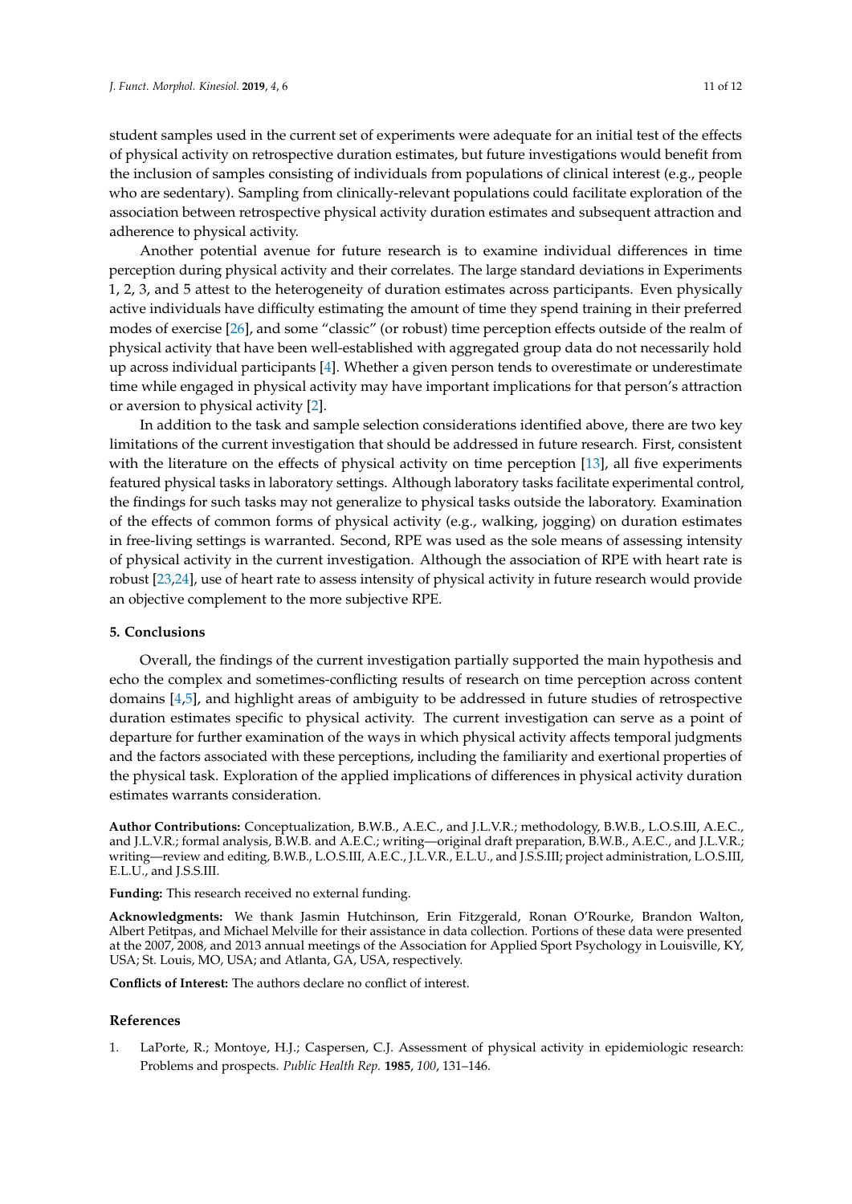student samples used in the current set of experiments were adequate for an initial test of the effects of physical activity on retrospective duration estimates, but future investigations would benefit from the inclusion of samples consisting of individuals from populations of clinical interest (e.g., people who are sedentary). Sampling from clinically-relevant populations could facilitate exploration of the association between retrospective physical activity duration estimates and subsequent attraction and adherence to physical activity.

Another potential avenue for future research is to examine individual differences in time perception during physical activity and their correlates. The large standard deviations in Experiments 1, 2, 3, and 5 attest to the heterogeneity of duration estimates across participants. Even physically active individuals have difficulty estimating the amount of time they spend training in their preferred modes of exercise [26], and some "classic" (or robust) time perception effects outside of the realm of physical activity that have been well-established with aggregated group data do not necessarily hold up across individual participants [4]. Whether a given person tends to overestimate or underestimate time while engaged in physical activity may have important implications for that person's attraction or aversion to physical activity [2].

In addition to the task and sample selection considerations identified above, there are two key limitations of the current investigation that should be addressed in future research. First, consistent with the literature on the effects of physical activity on time perception [13], all five experiments featured physical tasks in laboratory settings. Although laboratory tasks facilitate experimental control, the findings for such tasks may not generalize to physical tasks outside the laboratory. Examination of the effects of common forms of physical activity (e.g., walking, jogging) on duration estimates in free-living settings is warranted. Second, RPE was used as the sole means of assessing intensity of physical activity in the current investigation. Although the association of RPE with heart rate is robust [23,24], use of heart rate to assess intensity of physical activity in future research would provide an objective complement to the more subjective RPE.

## 5. Conclusions

Overall, the findings of the current investigation partially supported the main hypothesis and echo the complex and sometimes-conflicting results of research on time perception across content domains [4,5], and highlight areas of ambiguity to be addressed in future studies of retrospective duration estimates specific to physical activity. The current investigation can serve as a point of departure for further examination of the ways in which physical activity affects temporal judgments and the factors associated with these perceptions, including the familiarity and exertional properties of the physical task. Exploration of the applied implications of differences in physical activity duration estimates warrants consideration.

**Author Contributions:** Conceptualization, B.W.B., A.E.C., and J.L.V.R.; methodology, B.W.B., L.O.S.III, A.E.C., and J.L.V.R.; formal analysis, B.W.B. and A.E.C.; writing—original draft preparation, B.W.B., A.E.C., and J.L.V.R.; writing—review and editing, B.W.B., L.O.S.III, A.E.C., J.L.V.R., E.L.U., and J.S.S.III; project administration, L.O.S.III, E.L.U., and J.S.S.III.

**Funding:** This research received no external funding.

**Acknowledgments:** We thank Jasmin Hutchinson, Erin Fitzgerald, Ronan O'Rourke, Brandon Walton, Albert Petitpas, and Michael Melville for their assistance in data collection. Portions of these data were presented at the 2007, 2008, and 2013 annual meetings of the Association for Applied Sport Psychology in Louisville, KY, USA; St. Louis, MO, USA; and Atlanta, GA, USA, respectively.

**Conflicts of Interest:** The authors declare no conflict of interest.

## References

1. LaPorte, R.; Montoye, H.J.; Caspersen, C.J. Assessment of physical activity in epidemiologic research: Problems and prospects. *Public Health Rep.* **1985**, *100*, 131–146.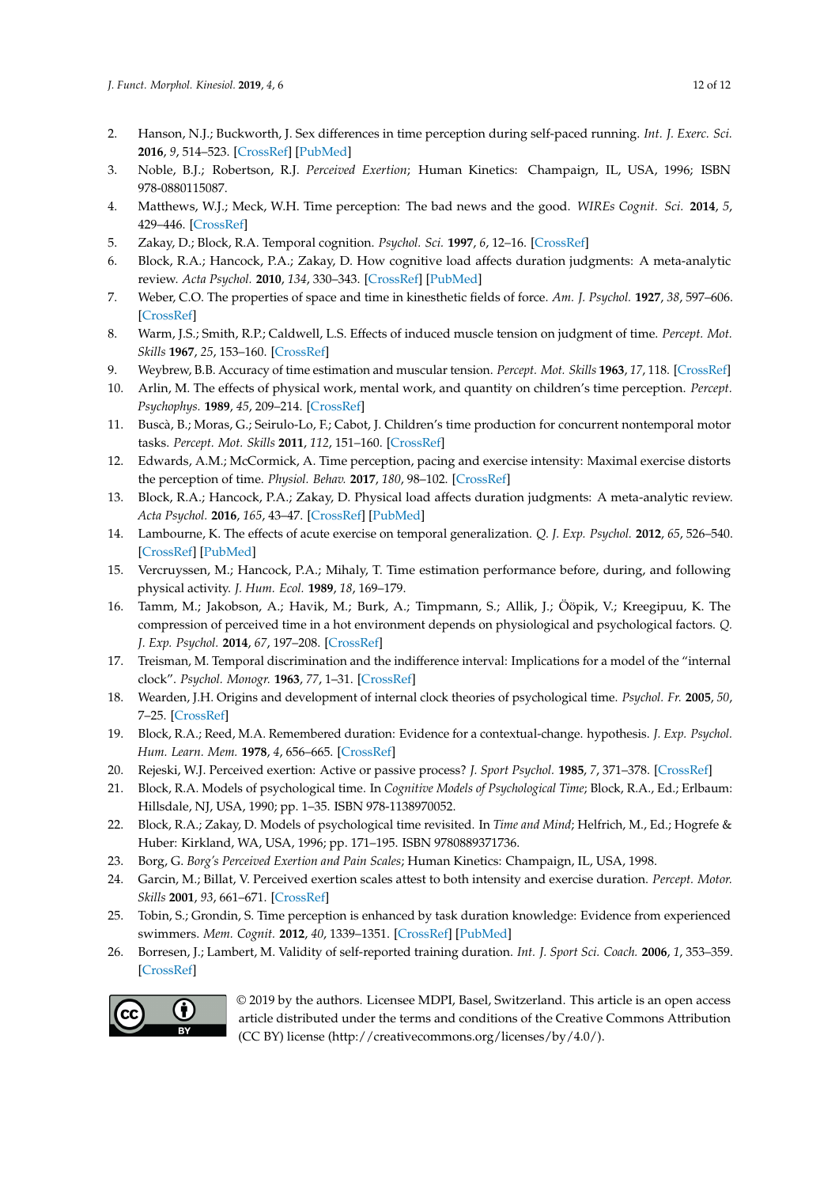2. Hanson, N.J.; Buckworth, J. Sex differences in time perception during self-paced running. *Int. J. Exerc. Sci.* **2016**, *9*, 514–523. [CrossRef] [PubMed]
3. Noble, B.J.; Robertson, R.J. *Perceived Exertion*; Human Kinetics: Champaign, IL, USA, 1996; ISBN 978-0880115087.
4. Matthews, W.J.; Meck, W.H. Time perception: The bad news and the good. *WIREs Cognit. Sci.* **2014**, *5*, 429–446. [CrossRef]
5. Zakay, D.; Block, R.A. Temporal cognition. *Psychol. Sci.* **1997**, *6*, 12–16. [CrossRef]
6. Block, R.A.; Hancock, P.A.; Zakay, D. How cognitive load affects duration judgments: A meta-analytic review. *Acta Psychol.* **2010**, *134*, 330–343. [CrossRef] [PubMed]
7. Weber, C.O. The properties of space and time in kinesthetic fields of force. *Am. J. Psychol.* **1927**, *38*, 597–606. [CrossRef]
8. Warm, J.S.; Smith, R.P.; Caldwell, L.S. Effects of induced muscle tension on judgment of time. *Percept. Mot. Skills* **1967**, *25*, 153–160. [CrossRef]
9. Weybrew, B.B. Accuracy of time estimation and muscular tension. *Percept. Mot. Skills* **1963**, *17*, 118. [CrossRef]
10. Arlin, M. The effects of physical work, mental work, and quantity on children's time perception. *Percept. Psychophys.* **1989**, *45*, 209–214. [CrossRef]
11. Buscà, B.; Moras, G.; Seirulo-Lo, F.; Cabot, J. Children's time production for concurrent nontemporal motor tasks. *Percept. Mot. Skills* **2011**, *112*, 151–160. [CrossRef]
12. Edwards, A.M.; McCormick, A. Time perception, pacing and exercise intensity: Maximal exercise distorts the perception of time. *Physiol. Behav.* **2017**, *180*, 98–102. [CrossRef]
13. Block, R.A.; Hancock, P.A.; Zakay, D. Physical load affects duration judgments: A meta-analytic review. *Acta Psychol.* **2016**, *165*, 43–47. [CrossRef] [PubMed]
14. Lambourne, K. The effects of acute exercise on temporal generalization. *Q. J. Exp. Psychol.* **2012**, *65*, 526–540. [CrossRef] [PubMed]
15. Vercruyssen, M.; Hancock, P.A.; Mihaly, T. Time estimation performance before, during, and following physical activity. *J. Hum. Ecol.* **1989**, *18*, 169–179.
16. Tamm, M.; Jakobson, A.; Havik, M.; Burk, A.; Timpmann, S.; Allik, J.; Ööpik, V.; Kreegipuu, K. The compression of perceived time in a hot environment depends on physiological and psychological factors. *Q. J. Exp. Psychol.* **2014**, *67*, 197–208. [CrossRef]
17. Treisman, M. Temporal discrimination and the indifference interval: Implications for a model of the "internal clock". *Psychol. Monogr.* **1963**, *77*, 1–31. [CrossRef]
18. Wearden, J.H. Origins and development of internal clock theories of psychological time. *Psychol. Fr.* **2005**, *50*, 7–25. [CrossRef]
19. Block, R.A.; Reed, M.A. Remembered duration: Evidence for a contextual-change. hypothesis. *J. Exp. Psychol. Hum. Learn. Mem.* **1978**, *4*, 656–665. [CrossRef]
20. Rejeski, W.J. Perceived exertion: Active or passive process? *J. Sport Psychol.* **1985**, *7*, 371–378. [CrossRef]
21. Block, R.A. Models of psychological time. In *Cognitive Models of Psychological Time*; Block, R.A., Ed.; Erlbaum: Hillsdale, NJ, USA, 1990; pp. 1–35. ISBN 978-1138970052.
22. Block, R.A.; Zakay, D. Models of psychological time revisited. In *Time and Mind*; Helfrich, M., Ed.; Hogrefe & Huber: Kirkland, WA, USA, 1996; pp. 171–195. ISBN 9780889371736.
23. Borg, G. *Borg's Perceived Exertion and Pain Scales*; Human Kinetics: Champaign, IL, USA, 1998.
24. Garcin, M.; Billat, V. Perceived exertion scales attest to both intensity and exercise duration. *Percept. Motor. Skills* **2001**, *93*, 661–671. [CrossRef]
25. Tobin, S.; Grondin, S. Time perception is enhanced by task duration knowledge: Evidence from experienced swimmers. *Mem. Cognit.* **2012**, *40*, 1339–1351. [CrossRef] [PubMed]
26. Borresen, J.; Lambert, M. Validity of self-reported training duration. *Int. J. Sport Sci. Coach.* **2006**, *1*, 353–359. [CrossRef]

© 2019 by the authors. Licensee MDPI, Basel, Switzerland. This article is an open access article distributed under the terms and conditions of the Creative Commons Attribution (CC BY) license (http://creativecommons.org/licenses/by/4.0/).